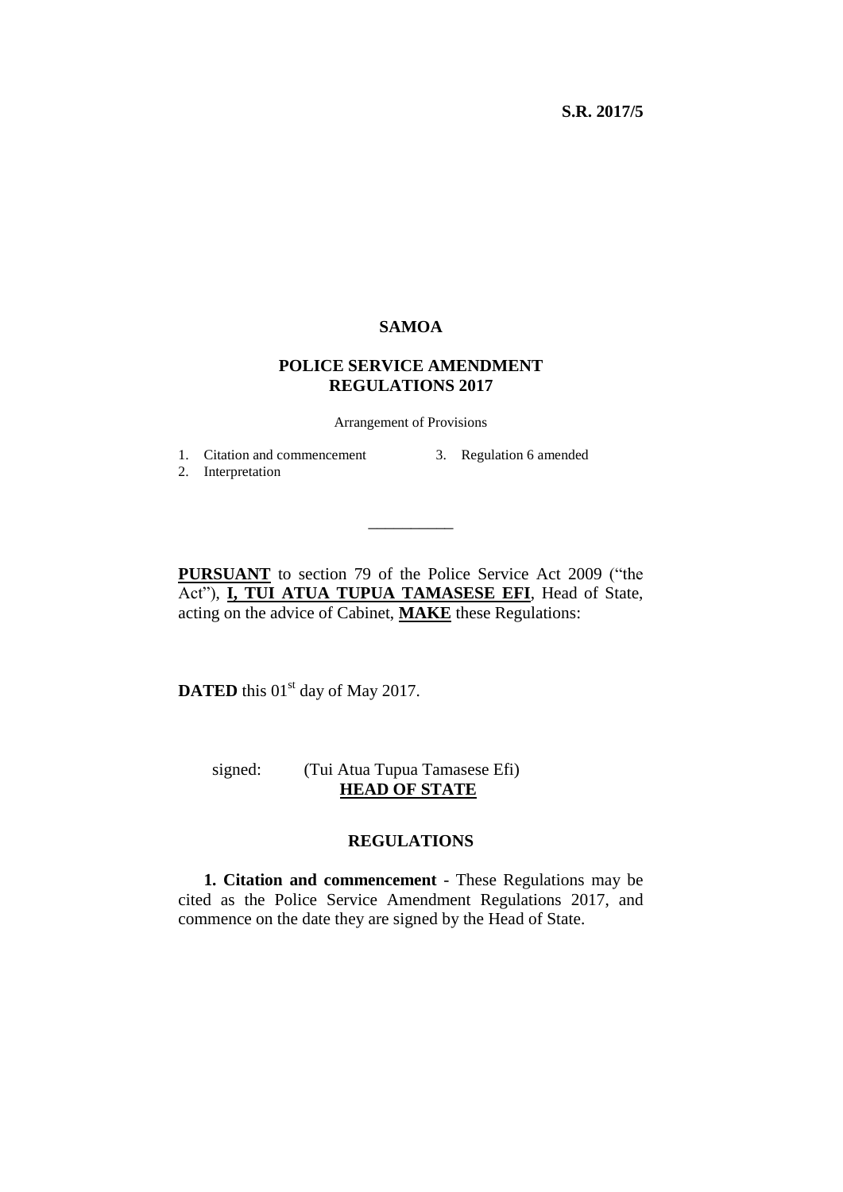**S.R. 2017/5**

# SAMOA

## POLICE SERVICE AMENDMENT REGULATIONS 2017

Arrangement of Provisions

1. Citation and commencement
2. Interpretation
3. Regulation 6 amended

\_\_\_\_\_\_\_\_\_\_

**PURSUANT** to section 79 of the Police Service Act 2009 ("the Act"), **I, TUI ATUA TUPUA TAMASESE EFI**, Head of State, acting on the advice of Cabinet, **MAKE** these Regulations:

**DATED** this 01st day of May 2017.

signed: (Tui Atua Tupua Tamasese Efi)
**HEAD OF STATE**

## REGULATIONS

**1. Citation and commencement** - These Regulations may be cited as the Police Service Amendment Regulations 2017, and commence on the date they are signed by the Head of State.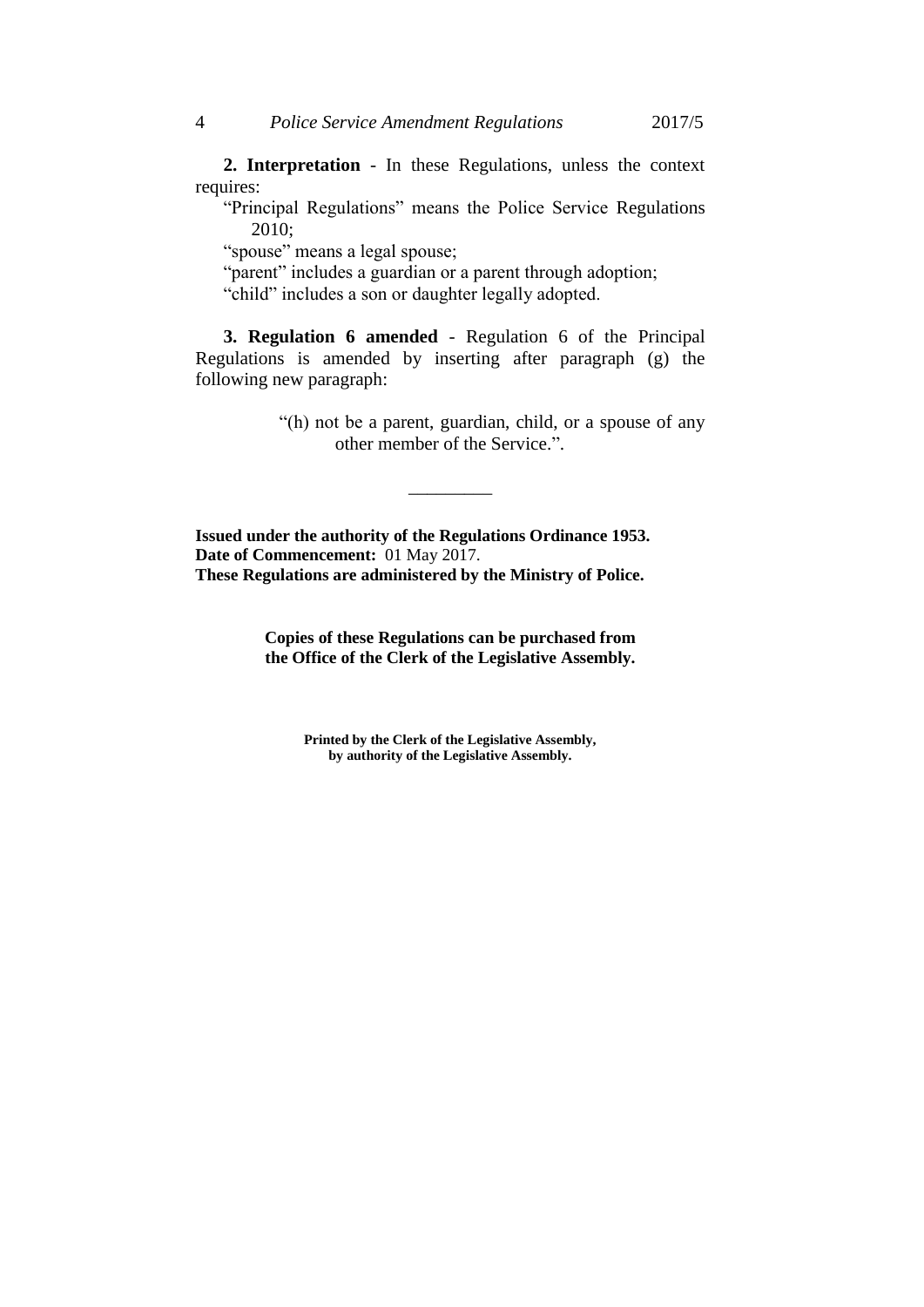**2. Interpretation** - In these Regulations, unless the context requires:

"Principal Regulations" means the Police Service Regulations 2010;

"spouse" means a legal spouse;

"parent" includes a guardian or a parent through adoption;

"child" includes a son or daughter legally adopted.

**3. Regulation 6 amended** - Regulation 6 of the Principal Regulations is amended by inserting after paragraph (g) the following new paragraph:

> "(h) not be a parent, guardian, child, or a spouse of any other member of the Service.".

---

**Issued under the authority of the Regulations Ordinance 1953.**
**Date of Commencement:** 01 May 2017.
**These Regulations are administered by the Ministry of Police.**

**Copies of these Regulations can be purchased from the Office of the Clerk of the Legislative Assembly.**

**Printed by the Clerk of the Legislative Assembly, by authority of the Legislative Assembly.**